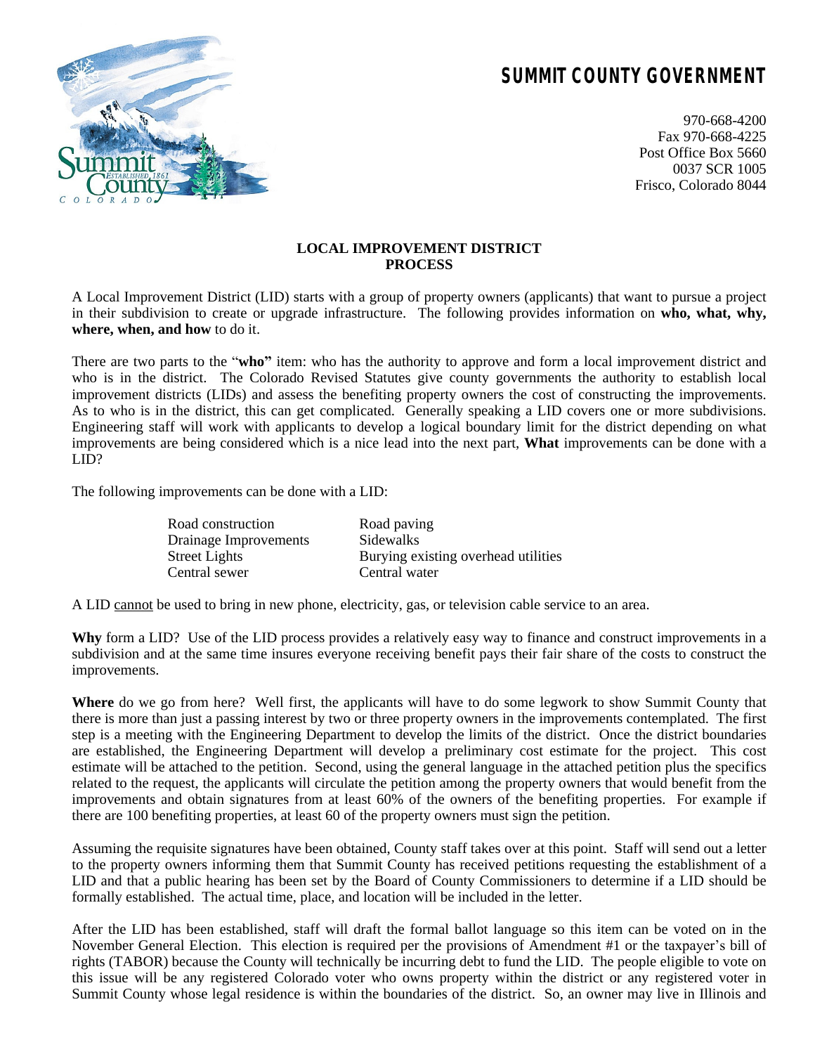# SUMMIT COUNTY GOVERNMENT

970-668-4200
Fax 970-668-4225
Post Office Box 5660
0037 SCR 1005
Frisco, Colorado 8044

## LOCAL IMPROVEMENT DISTRICT PROCESS

A Local Improvement District (LID) starts with a group of property owners (applicants) that want to pursue a project in their subdivision to create or upgrade infrastructure. The following provides information on **who, what, why, where, when, and how** to do it.

There are two parts to the "**who"** item: who has the authority to approve and form a local improvement district and who is in the district. The Colorado Revised Statutes give county governments the authority to establish local improvement districts (LIDs) and assess the benefiting property owners the cost of constructing the improvements. As to who is in the district, this can get complicated. Generally speaking a LID covers one or more subdivisions. Engineering staff will work with applicants to develop a logical boundary limit for the district depending on what improvements are being considered which is a nice lead into the next part, **What** improvements can be done with a LID?

The following improvements can be done with a LID:

| | |
|---|---|
| Road construction | Road paving |
| Drainage Improvements | Sidewalks |
| Street Lights | Burying existing overhead utilities |
| Central sewer | Central water |

A LID <u>cannot</u> be used to bring in new phone, electricity, gas, or television cable service to an area.

**Why** form a LID? Use of the LID process provides a relatively easy way to finance and construct improvements in a subdivision and at the same time insures everyone receiving benefit pays their fair share of the costs to construct the improvements.

**Where** do we go from here? Well first, the applicants will have to do some legwork to show Summit County that there is more than just a passing interest by two or three property owners in the improvements contemplated. The first step is a meeting with the Engineering Department to develop the limits of the district. Once the district boundaries are established, the Engineering Department will develop a preliminary cost estimate for the project. This cost estimate will be attached to the petition. Second, using the general language in the attached petition plus the specifics related to the request, the applicants will circulate the petition among the property owners that would benefit from the improvements and obtain signatures from at least 60% of the owners of the benefiting properties. For example if there are 100 benefiting properties, at least 60 of the property owners must sign the petition.

Assuming the requisite signatures have been obtained, County staff takes over at this point. Staff will send out a letter to the property owners informing them that Summit County has received petitions requesting the establishment of a LID and that a public hearing has been set by the Board of County Commissioners to determine if a LID should be formally established. The actual time, place, and location will be included in the letter.

After the LID has been established, staff will draft the formal ballot language so this item can be voted on in the November General Election. This election is required per the provisions of Amendment #1 or the taxpayer's bill of rights (TABOR) because the County will technically be incurring debt to fund the LID. The people eligible to vote on this issue will be any registered Colorado voter who owns property within the district or any registered voter in Summit County whose legal residence is within the boundaries of the district. So, an owner may live in Illinois and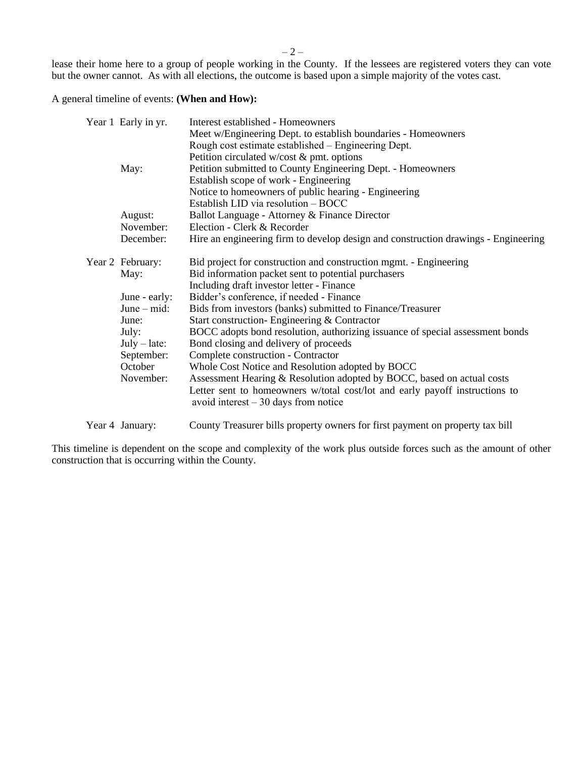lease their home here to a group of people working in the County. If the lessees are registered voters they can vote but the owner cannot. As with all elections, the outcome is based upon a simple majority of the votes cast.

A general timeline of events: **(When and How):**

| | | |
|---|---|---|
| Year 1 | Early in yr. | Interest established - Homeowners |
| | | Meet w/Engineering Dept. to establish boundaries - Homeowners |
| | | Rough cost estimate established – Engineering Dept. |
| | | Petition circulated w/cost & pmt. options |
| | May: | Petition submitted to County Engineering Dept. - Homeowners |
| | | Establish scope of work - Engineering |
| | | Notice to homeowners of public hearing - Engineering |
| | | Establish LID via resolution – BOCC |
| | August: | Ballot Language - Attorney & Finance Director |
| | November: | Election - Clerk & Recorder |
| | December: | Hire an engineering firm to develop design and construction drawings - Engineering |
| Year 2 | February: | Bid project for construction and construction mgmt. - Engineering |
| | May: | Bid information packet sent to potential purchasers |
| | | Including draft investor letter - Finance |
| | June - early: | Bidder's conference, if needed - Finance |
| | June – mid: | Bids from investors (banks) submitted to Finance/Treasurer |
| | June: | Start construction- Engineering & Contractor |
| | July: | BOCC adopts bond resolution, authorizing issuance of special assessment bonds |
| | July – late: | Bond closing and delivery of proceeds |
| | September: | Complete construction - Contractor |
| | October | Whole Cost Notice and Resolution adopted by BOCC |
| | November: | Assessment Hearing & Resolution adopted by BOCC, based on actual costs |
| | | Letter sent to homeowners w/total cost/lot and early payoff instructions to avoid interest – 30 days from notice |
| Year 4 | January: | County Treasurer bills property owners for first payment on property tax bill |

This timeline is dependent on the scope and complexity of the work plus outside forces such as the amount of other construction that is occurring within the County.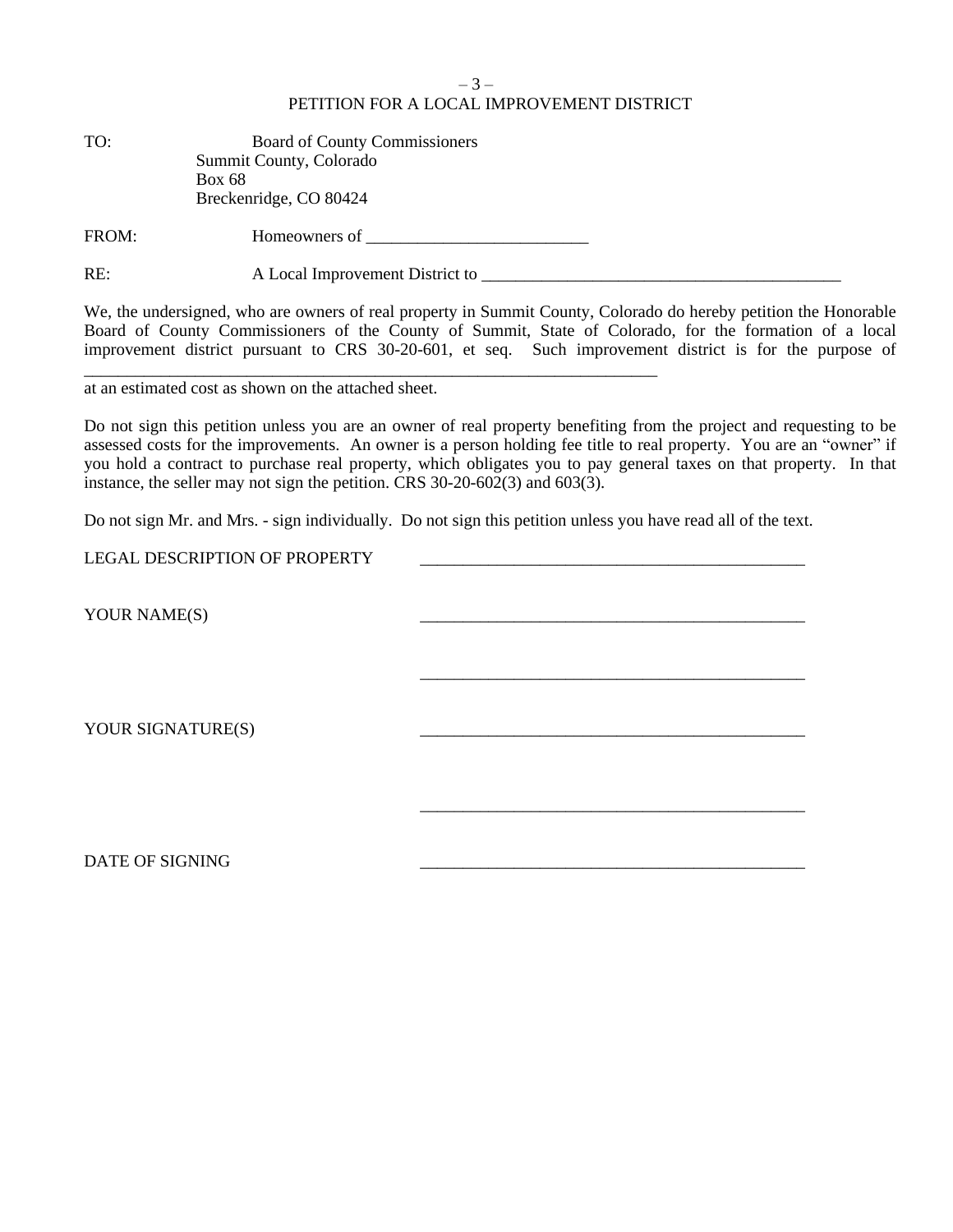# PETITION FOR A LOCAL IMPROVEMENT DISTRICT

TO: Board of County Commissioners
Summit County, Colorado
Box 68
Breckenridge, CO 80424

FROM: Homeowners of __________________________

RE: A Local Improvement District to ___________________________________________

We, the undersigned, who are owners of real property in Summit County, Colorado do hereby petition the Honorable Board of County Commissioners of the County of Summit, State of Colorado, for the formation of a local improvement district pursuant to CRS 30-20-601, et seq. Such improvement district is for the purpose of _____________________________________________________________________ at an estimated cost as shown on the attached sheet.

Do not sign this petition unless you are an owner of real property benefiting from the project and requesting to be assessed costs for the improvements. An owner is a person holding fee title to real property. You are an "owner" if you hold a contract to purchase real property, which obligates you to pay general taxes on that property. In that instance, the seller may not sign the petition. CRS 30-20-602(3) and 603(3).

Do not sign Mr. and Mrs. - sign individually. Do not sign this petition unless you have read all of the text.

LEGAL DESCRIPTION OF PROPERTY _______________________________________________

YOUR NAME(S) _______________________________________________

_______________________________________________

YOUR SIGNATURE(S) _______________________________________________

_______________________________________________

DATE OF SIGNING _______________________________________________